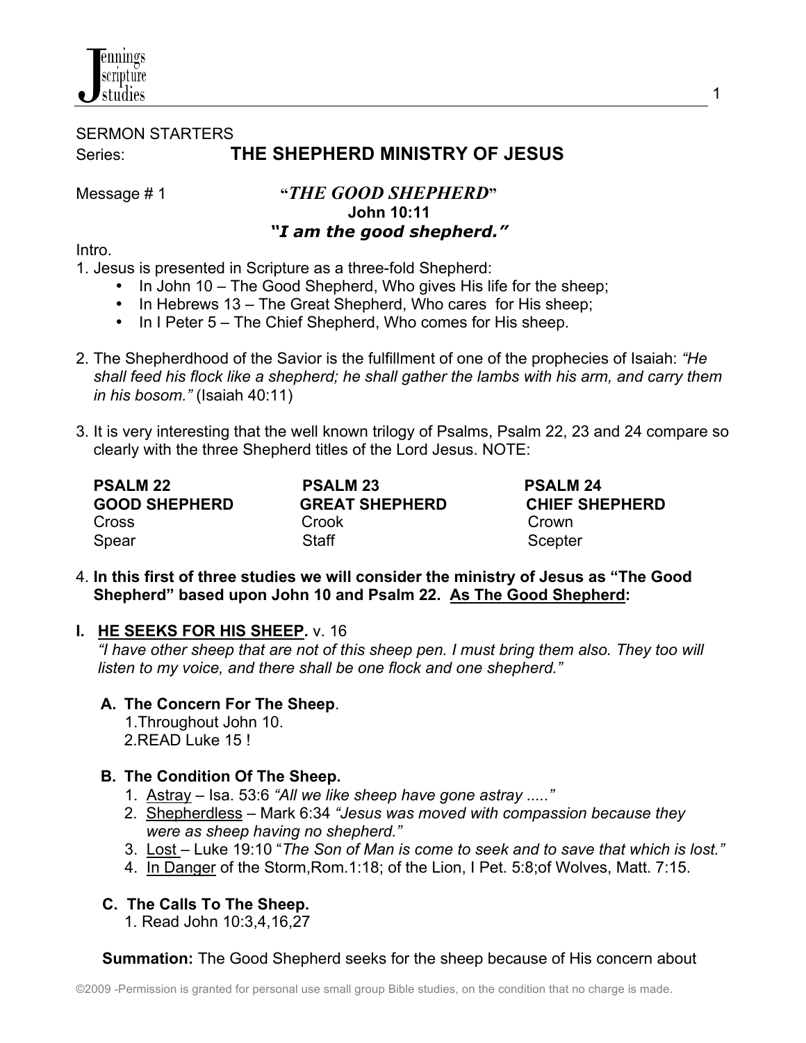SERMON STARTERS

Series: **THE SHEPHERD MINISTRY OF JESUS**

Message # 1 **"*THE GOOD SHEPHERD*"**

**John 10:11**

***"I am the good shepherd."***

Intro.

1. Jesus is presented in Scripture as a three-fold Shepherd:
   - In John 10 – The Good Shepherd, Who gives His life for the sheep;
   - In Hebrews 13 – The Great Shepherd, Who cares for His sheep;
   - In I Peter 5 – The Chief Shepherd, Who comes for His sheep.

2. The Shepherdhood of the Savior is the fulfillment of one of the prophecies of Isaiah: *"He shall feed his flock like a shepherd; he shall gather the lambs with his arm, and carry them in his bosom."* (Isaiah 40:11)

3. It is very interesting that the well known trilogy of Psalms, Psalm 22, 23 and 24 compare so clearly with the three Shepherd titles of the Lord Jesus. NOTE:

| **PSALM 22** | **PSALM 23** | **PSALM 24** |
|---|---|---|
| **GOOD SHEPHERD** | **GREAT SHEPHERD** | **CHIEF SHEPHERD** |
| Cross | Crook | Crown |
| Spear | Staff | Scepter |

4. **In this first of three studies we will consider the ministry of Jesus as "The Good Shepherd" based upon John 10 and Psalm 22. <u>As The Good Shepherd</u>:**

**I. <u>HE SEEKS FOR HIS SHEEP</u>.** v. 16
*"I have other sheep that are not of this sheep pen. I must bring them also. They too will listen to my voice, and there shall be one flock and one shepherd."*

**A. The Concern For The Sheep**.
1. Throughout John 10.
2. READ Luke 15 !

**B. The Condition Of The Sheep.**
1. <u>Astray</u> – Isa. 53:6 *"All we like sheep have gone astray ....."*
2. <u>Shepherdless</u> – Mark 6:34 *"Jesus was moved with compassion because they were as sheep having no shepherd."*
3. <u>Lost</u> – Luke 19:10 "*The Son of Man is come to seek and to save that which is lost."*
4. <u>In Danger</u> of the Storm, Rom.1:18; of the Lion, I Pet. 5:8; of Wolves, Matt. 7:15.

**C. The Calls To The Sheep.**
1. Read John 10:3,4,16,27

**Summation:** The Good Shepherd seeks for the sheep because of His concern about

©2009 -Permission is granted for personal use small group Bible studies, on the condition that no charge is made.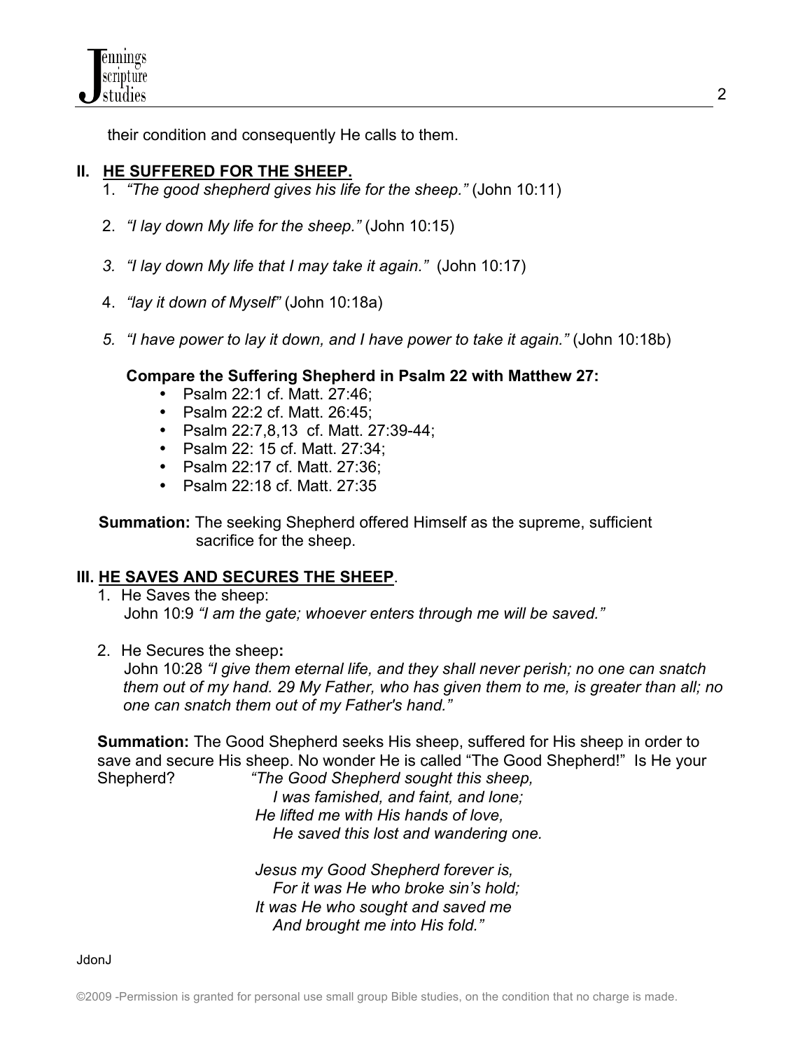their condition and consequently He calls to them.

## II. HE SUFFERED FOR THE SHEEP.

1. *"The good shepherd gives his life for the sheep."* (John 10:11)

2. *"I lay down My life for the sheep."* (John 10:15)

3. *"I lay down My life that I may take it again."* (John 10:17)

4. *"lay it down of Myself"* (John 10:18a)

5. *"I have power to lay it down, and I have power to take it again."* (John 10:18b)

**Compare the Suffering Shepherd in Psalm 22 with Matthew 27:**

- Psalm 22:1 cf. Matt. 27:46;
- Psalm 22:2 cf. Matt. 26:45;
- Psalm 22:7,8,13 cf. Matt. 27:39-44;
- Psalm 22: 15 cf. Matt. 27:34;
- Psalm 22:17 cf. Matt. 27:36;
- Psalm 22:18 cf. Matt. 27:35

**Summation:** The seeking Shepherd offered Himself as the supreme, sufficient sacrifice for the sheep.

## III. HE SAVES AND SECURES THE SHEEP.

1. He Saves the sheep:
   John 10:9 *"I am the gate; whoever enters through me will be saved."*

2. He Secures the sheep**:**
   John 10:28 *"I give them eternal life, and they shall never perish; no one can snatch them out of my hand. 29 My Father, who has given them to me, is greater than all; no one can snatch them out of my Father's hand."*

**Summation:** The Good Shepherd seeks His sheep, suffered for His sheep in order to save and secure His sheep. No wonder He is called "The Good Shepherd!" Is He your Shepherd?

*"The Good Shepherd sought this sheep,*
*I was famished, and faint, and lone;*
*He lifted me with His hands of love,*
*He saved this lost and wandering one.*

*Jesus my Good Shepherd forever is,*
*For it was He who broke sin's hold;*
*It was He who sought and saved me*
*And brought me into His fold."*

JdonJ

©2009 -Permission is granted for personal use small group Bible studies, on the condition that no charge is made.